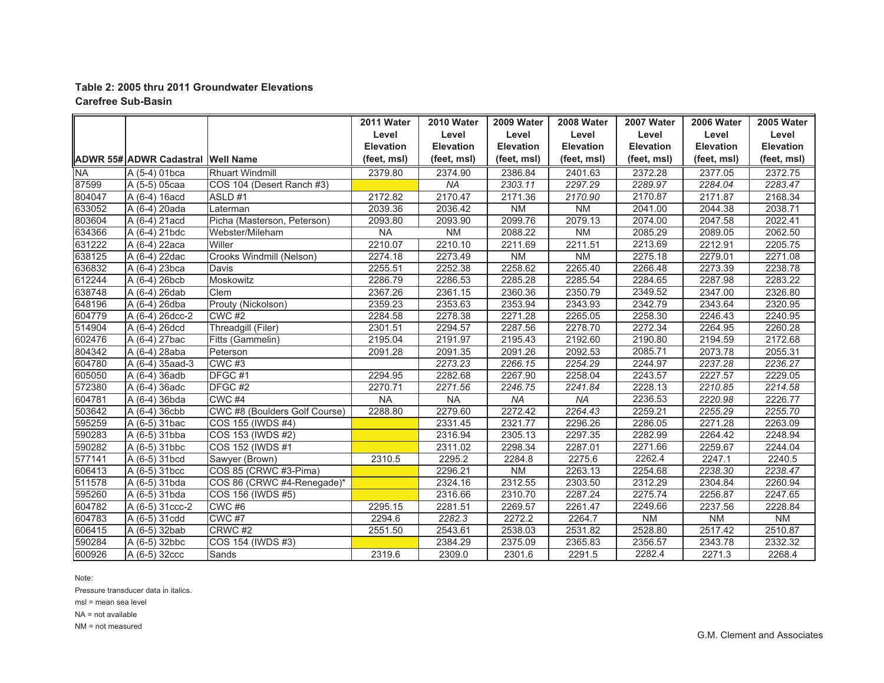**Table 2: 2005 thru 2011 Groundwater Elevations**
**Carefree Sub-Basin**

| ADWR 55# | ADWR Cadastral | Well Name | 2011 Water Level Elevation (feet, msl) | 2010 Water Level Elevation (feet, msl) | 2009 Water Level Elevation (feet, msl) | 2008 Water Level Elevation (feet, msl) | 2007 Water Level Elevation (feet, msl) | 2006 Water Level Elevation (feet, msl) | 2005 Water Level Elevation (feet, msl) |
|---|---|---|---|---|---|---|---|---|---|
| NA | A (5-4) 01bca | Rhuart Windmill | 2379.80 | 2374.90 | 2386.84 | 2401.63 | 2372.28 | 2377.05 | 2372.75 |
| 87599 | A (5-5) 05caa | COS 104 (Desert Ranch #3) | | *NA* | *2303.11* | *2297.29* | *2289.97* | *2284.04* | *2283.47* |
| 804047 | A (6-4) 16acd | ASLD #1 | 2172.82 | 2170.47 | 2171.36 | *2170.90* | 2170.87 | 2171.87 | 2168.34 |
| 633052 | A (6-4) 20ada | Laterman | 2039.36 | 2036.42 | NM | NM | 2041.00 | 2044.38 | 2038.71 |
| 803604 | A (6-4) 21acd | Picha (Masterson, Peterson) | 2093.80 | 2093.90 | 2099.76 | 2079.13 | 2074.00 | 2047.58 | 2022.41 |
| 634366 | A (6-4) 21bdc | Webster/Mileham | NA | NM | 2088.22 | NM | 2085.29 | 2089.05 | 2062.50 |
| 631222 | A (6-4) 22aca | Willer | 2210.07 | 2210.10 | 2211.69 | 2211.51 | 2213.69 | 2212.91 | 2205.75 |
| 638125 | A (6-4) 22dac | Crooks Windmill (Nelson) | 2274.18 | 2273.49 | NM | NM | 2275.18 | 2279.01 | 2271.08 |
| 636832 | A (6-4) 23bca | Davis | 2255.51 | 2252.38 | 2258.62 | 2265.40 | 2266.48 | 2273.39 | 2238.78 |
| 612244 | A (6-4) 26bcb | Moskowitz | 2286.79 | 2286.53 | 2285.28 | 2285.54 | 2284.65 | 2287.98 | 2283.22 |
| 638748 | A (6-4) 26dab | Clem | 2367.26 | 2361.15 | 2360.36 | 2350.79 | 2349.52 | 2347.00 | 2326.80 |
| 648196 | A (6-4) 26dba | Prouty (Nickolson) | 2359.23 | 2353.63 | 2353.94 | 2343.93 | 2342.79 | 2343.64 | 2320.95 |
| 604779 | A (6-4) 26dcc-2 | CWC #2 | 2284.58 | 2278.38 | 2271.28 | 2265.05 | 2258.30 | 2246.43 | 2240.95 |
| 514904 | A (6-4) 26dcd | Threadgill (Filer) | 2301.51 | 2294.57 | 2287.56 | 2278.70 | 2272.34 | 2264.95 | 2260.28 |
| 602476 | A (6-4) 27bac | Fitts (Gammelin) | 2195.04 | 2191.97 | 2195.43 | 2192.60 | 2190.80 | 2194.59 | 2172.68 |
| 804342 | A (6-4) 28aba | Peterson | 2091.28 | 2091.35 | 2091.26 | 2092.53 | 2085.71 | 2073.78 | 2055.31 |
| 604780 | A (6-4) 35aad-3 | CWC #3 | | *2273.23* | *2266.15* | *2254.29* | 2244.97 | *2237.28* | *2236.27* |
| 605050 | A (6-4) 36adb | DFGC #1 | 2294.95 | 2282.68 | 2267.90 | 2258.04 | 2243.57 | 2227.57 | 2229.05 |
| 572380 | A (6-4) 36adc | DFGC #2 | 2270.71 | *2271.56* | *2246.75* | *2241.84* | 2228.13 | *2210.85* | *2214.58* |
| 604781 | A (6-4) 36bda | CWC #4 | NA | NA | *NA* | *NA* | 2236.53 | *2220.98* | *2226.77* |
| 503642 | A (6-4) 36cbb | CWC #8 (Boulders Golf Course) | 2288.80 | 2279.60 | 2272.42 | *2264.43* | 2259.21 | *2255.29* | *2255.70* |
| 595259 | A (6-5) 31bac | COS 155 (IWDS #4) | | 2331.45 | 2321.77 | 2296.26 | 2286.05 | 2271.28 | 2263.09 |
| 590283 | A (6-5) 31bba | COS 153 (IWDS #2) | | 2316.94 | 2305.13 | 2297.35 | 2282.99 | 2264.42 | 2248.94 |
| 590282 | A (6-5) 31bbc | COS 152 (IWDS #1 | | 2311.02 | 2298.34 | 2287.01 | 2271.66 | 2259.67 | 2244.04 |
| 577141 | A (6-5) 31bcd | Sawyer (Brown) | 2310.5 | 2295.2 | 2284.8 | 2275.6 | 2262.4 | 2247.1 | 2240.5 |
| 606413 | A (6-5) 31bcc | COS 85 (CRWC #3-Pima) | | 2296.21 | NM | 2263.13 | 2254.68 | *2238.30* | *2238.47* |
| 511578 | A (6-5) 31bda | COS 86 (CRWC #4-Renegade)* | | 2324.16 | 2312.55 | 2303.50 | 2312.29 | 2304.84 | 2260.94 |
| 595260 | A (6-5) 31bda | COS 156 (IWDS #5) | | 2316.66 | 2310.70 | 2287.24 | 2275.74 | 2256.87 | 2247.65 |
| 604782 | A (6-5) 31ccc-2 | CWC #6 | 2295.15 | 2281.51 | 2269.57 | 2261.47 | 2249.66 | 2237.56 | 2228.84 |
| 604783 | A (6-5) 31cdd | CWC #7 | 2294.6 | *2282.3* | 2272.2 | 2264.7 | NM | NM | NM |
| 606415 | A (6-5) 32bab | CRWC #2 | 2551.50 | 2543.61 | 2538.03 | 2531.82 | 2528.80 | 2517.42 | 2510.87 |
| 590284 | A (6-5) 32bbc | COS 154 (IWDS #3) | | 2384.29 | 2375.09 | 2365.83 | 2356.57 | 2343.78 | 2332.32 |
| 600926 | A (6-5) 32ccc | Sands | 2319.6 | 2309.0 | 2301.6 | 2291.5 | 2282.4 | 2271.3 | 2268.4 |

Note:

Pressure transducer data in italics.

msl = mean sea level

NA = not available

NM = not measured

G.M. Clement and Associates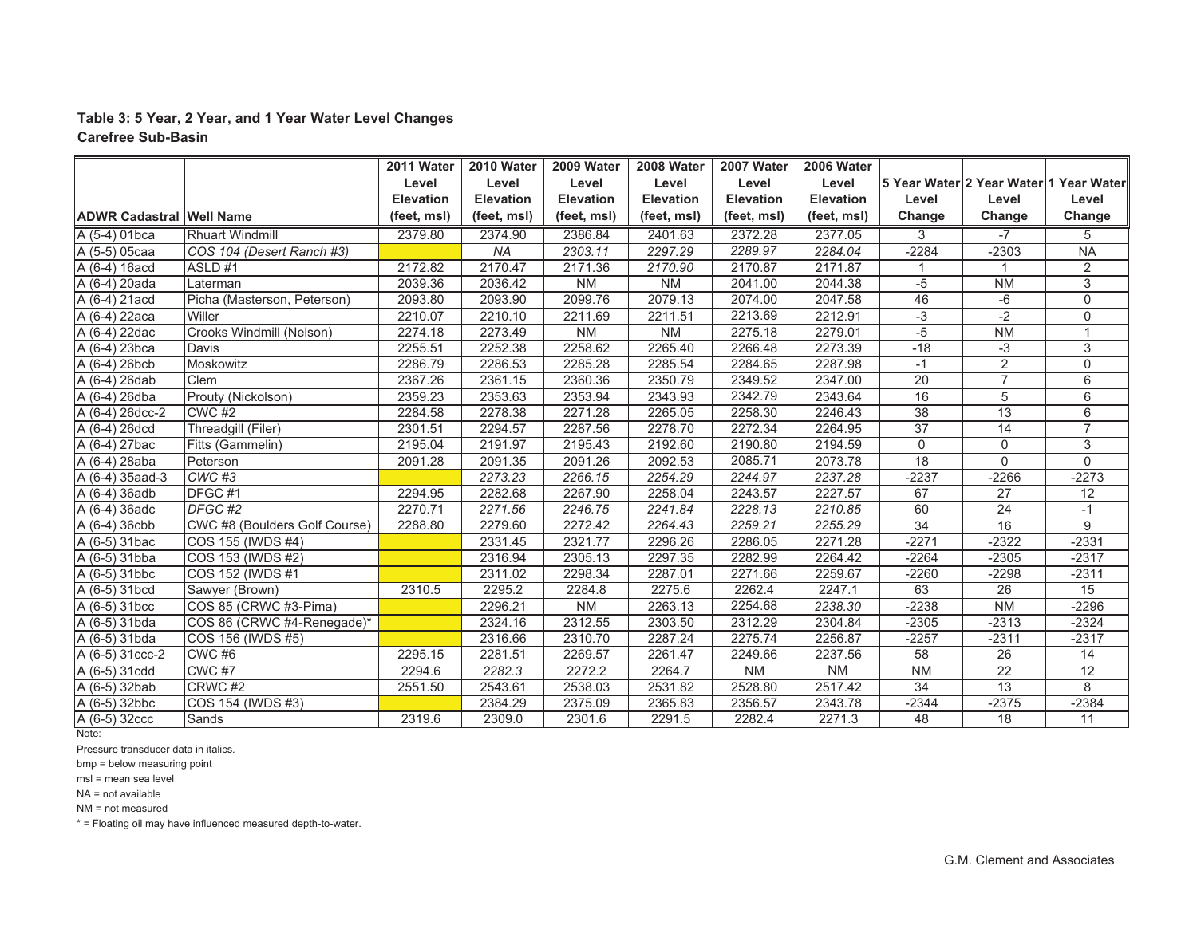**Table 3: 5 Year, 2 Year, and 1 Year Water Level Changes**
**Carefree Sub-Basin**

| ADWR Cadastral | Well Name | 2011 Water Level Elevation (feet, msl) | 2010 Water Level Elevation (feet, msl) | 2009 Water Level Elevation (feet, msl) | 2008 Water Level Elevation (feet, msl) | 2007 Water Level Elevation (feet, msl) | 2006 Water Level Elevation (feet, msl) | 5 Year Water Level Change | 2 Year Water Level Change | 1 Year Water Level Change |
|---|---|---|---|---|---|---|---|---|---|---|
| A (5-4) 01bca | Rhuart Windmill | 2379.80 | 2374.90 | 2386.84 | 2401.63 | 2372.28 | 2377.05 | 3 | -7 | 5 |
| A (5-5) 05caa | *COS 104 (Desert Ranch #3)* | | *NA* | *2303.11* | *2297.29* | *2289.97* | *2284.04* | -2284 | -2303 | NA |
| A (6-4) 16acd | ASLD #1 | 2172.82 | 2170.47 | 2171.36 | *2170.90* | 2170.87 | 2171.87 | 1 | 1 | 2 |
| A (6-4) 20ada | Laterman | 2039.36 | 2036.42 | NM | NM | 2041.00 | 2044.38 | -5 | NM | 3 |
| A (6-4) 21acd | Picha (Masterson, Peterson) | 2093.80 | 2093.90 | 2099.76 | 2079.13 | 2074.00 | 2047.58 | 46 | -6 | 0 |
| A (6-4) 22aca | Willer | 2210.07 | 2210.10 | 2211.69 | 2211.51 | 2213.69 | 2212.91 | -3 | -2 | 0 |
| A (6-4) 22dac | Crooks Windmill (Nelson) | 2274.18 | 2273.49 | NM | NM | 2275.18 | 2279.01 | -5 | NM | 1 |
| A (6-4) 23bca | Davis | 2255.51 | 2252.38 | 2258.62 | 2265.40 | 2266.48 | 2273.39 | -18 | -3 | 3 |
| A (6-4) 26bcb | Moskowitz | 2286.79 | 2286.53 | 2285.28 | 2285.54 | 2284.65 | 2287.98 | -1 | 2 | 0 |
| A (6-4) 26dab | Clem | 2367.26 | 2361.15 | 2360.36 | 2350.79 | 2349.52 | 2347.00 | 20 | 7 | 6 |
| A (6-4) 26dba | Prouty (Nickolson) | 2359.23 | 2353.63 | 2353.94 | 2343.93 | 2342.79 | 2343.64 | 16 | 5 | 6 |
| A (6-4) 26dcc-2 | CWC #2 | 2284.58 | 2278.38 | 2271.28 | 2265.05 | 2258.30 | 2246.43 | 38 | 13 | 6 |
| A (6-4) 26dcd | Threadgill (Filer) | 2301.51 | 2294.57 | 2287.56 | 2278.70 | 2272.34 | 2264.95 | 37 | 14 | 7 |
| A (6-4) 27bac | Fitts (Gammelin) | 2195.04 | 2191.97 | 2195.43 | 2192.60 | 2190.80 | 2194.59 | 0 | 0 | 3 |
| A (6-4) 28aba | Peterson | 2091.28 | 2091.35 | 2091.26 | 2092.53 | 2085.71 | 2073.78 | 18 | 0 | 0 |
| A (6-4) 35aad-3 | *CWC #3* | | *2273.23* | *2266.15* | *2254.29* | *2244.97* | *2237.28* | -2237 | -2266 | -2273 |
| A (6-4) 36adb | DFGC #1 | 2294.95 | 2282.68 | 2267.90 | 2258.04 | 2243.57 | 2227.57 | 67 | 27 | 12 |
| A (6-4) 36adc | *DFGC #2* | 2270.71 | *2271.56* | *2246.75* | *2241.84* | *2228.13* | *2210.85* | 60 | 24 | -1 |
| A (6-4) 36cbb | CWC #8 (Boulders Golf Course) | 2288.80 | 2279.60 | 2272.42 | *2264.43* | *2259.21* | *2255.29* | 34 | 16 | 9 |
| A (6-5) 31bac | COS 155 (IWDS #4) | | 2331.45 | 2321.77 | 2296.26 | 2286.05 | 2271.28 | -2271 | -2322 | -2331 |
| A (6-5) 31bba | COS 153 (IWDS #2) | | 2316.94 | 2305.13 | 2297.35 | 2282.99 | 2264.42 | -2264 | -2305 | -2317 |
| A (6-5) 31bbc | COS 152 (IWDS #1 | | 2311.02 | 2298.34 | 2287.01 | 2271.66 | 2259.67 | -2260 | -2298 | -2311 |
| A (6-5) 31bcd | Sawyer (Brown) | 2310.5 | 2295.2 | 2284.8 | 2275.6 | 2262.4 | 2247.1 | 63 | 26 | 15 |
| A (6-5) 31bcc | COS 85 (CRWC #3-Pima) | | 2296.21 | NM | 2263.13 | 2254.68 | *2238.30* | -2238 | NM | -2296 |
| A (6-5) 31bda | COS 86 (CRWC #4-Renegade)* | | 2324.16 | 2312.55 | 2303.50 | 2312.29 | 2304.84 | -2305 | -2313 | -2324 |
| A (6-5) 31bda | COS 156 (IWDS #5) | | 2316.66 | 2310.70 | 2287.24 | 2275.74 | 2256.87 | -2257 | -2311 | -2317 |
| A (6-5) 31ccc-2 | CWC #6 | 2295.15 | 2281.51 | 2269.57 | 2261.47 | 2249.66 | 2237.56 | 58 | 26 | 14 |
| A (6-5) 31cdd | CWC #7 | 2294.6 | *2282.3* | 2272.2 | 2264.7 | NM | NM | NM | 22 | 12 |
| A (6-5) 32bab | CRWC #2 | 2551.50 | 2543.61 | 2538.03 | 2531.82 | 2528.80 | 2517.42 | 34 | 13 | 8 |
| A (6-5) 32bbc | COS 154 (IWDS #3) | | 2384.29 | 2375.09 | 2365.83 | 2356.57 | 2343.78 | -2344 | -2375 | -2384 |
| A (6-5) 32ccc | Sands | 2319.6 | 2309.0 | 2301.6 | 2291.5 | 2282.4 | 2271.3 | 48 | 18 | 11 |

Note:

Pressure transducer data in italics.

bmp = below measuring point

msl = mean sea level

NA = not available

NM = not measured

* = Floating oil may have influenced measured depth-to-water.

G.M. Clement and Associates